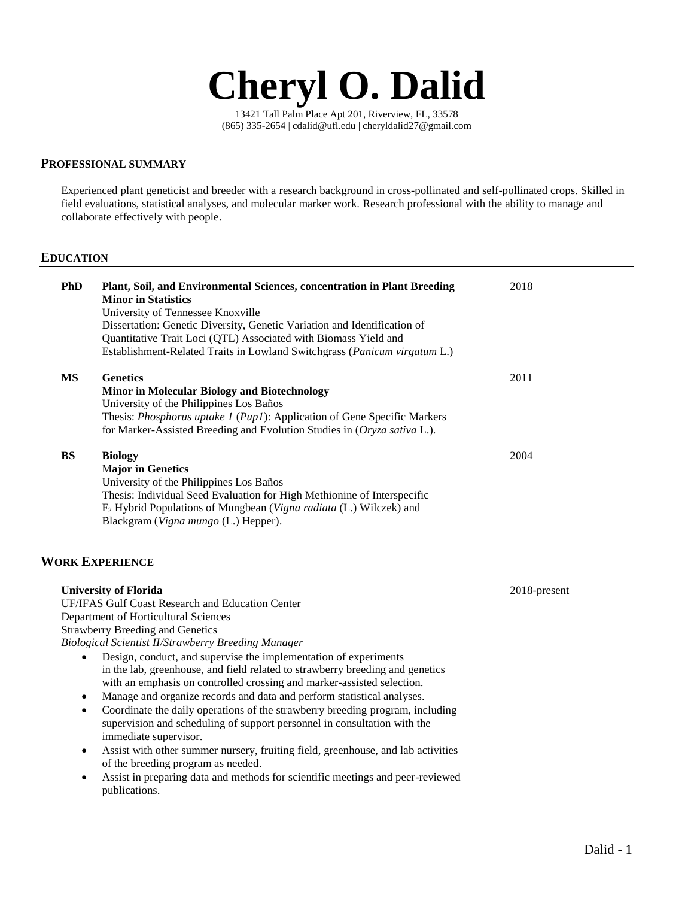# Cheryl O. Dalid

13421 Tall Palm Place Apt 201, Riverview, FL, 33578
(865) 335-2654 | cdalid@ufl.edu | cheryldalid27@gmail.com

## PROFESSIONAL SUMMARY

Experienced plant geneticist and breeder with a research background in cross-pollinated and self-pollinated crops. Skilled in field evaluations, statistical analyses, and molecular marker work. Research professional with the ability to manage and collaborate effectively with people.

## EDUCATION

**PhD** — **Plant, Soil, and Environmental Sciences, concentration in Plant Breeding** — 2018
**Minor in Statistics**
University of Tennessee Knoxville
Dissertation: Genetic Diversity, Genetic Variation and Identification of Quantitative Trait Loci (QTL) Associated with Biomass Yield and Establishment-Related Traits in Lowland Switchgrass (*Panicum virgatum* L.)

**MS** — **Genetics** — 2011
**Minor in Molecular Biology and Biotechnology**
University of the Philippines Los Baños
Thesis: *Phosphorus uptake 1* (*Pup1*): Application of Gene Specific Markers for Marker-Assisted Breeding and Evolution Studies in (*Oryza sativa* L.).

**BS** — **Biology** — 2004
**Major in Genetics**
University of the Philippines Los Baños
Thesis: Individual Seed Evaluation for High Methionine of Interspecific $F_2$ Hybrid Populations of Mungbean (*Vigna radiata* (L.) Wilczek) and Blackgram (*Vigna mungo* (L.) Hepper).

## WORK EXPERIENCE

**University of Florida** — 2018-present
UF/IFAS Gulf Coast Research and Education Center
Department of Horticultural Sciences
Strawberry Breeding and Genetics
*Biological Scientist II/Strawberry Breeding Manager*

- Design, conduct, and supervise the implementation of experiments in the lab, greenhouse, and field related to strawberry breeding and genetics with an emphasis on controlled crossing and marker-assisted selection.
- Manage and organize records and data and perform statistical analyses.
- Coordinate the daily operations of the strawberry breeding program, including supervision and scheduling of support personnel in consultation with the immediate supervisor.
- Assist with other summer nursery, fruiting field, greenhouse, and lab activities of the breeding program as needed.
- Assist in preparing data and methods for scientific meetings and peer-reviewed publications.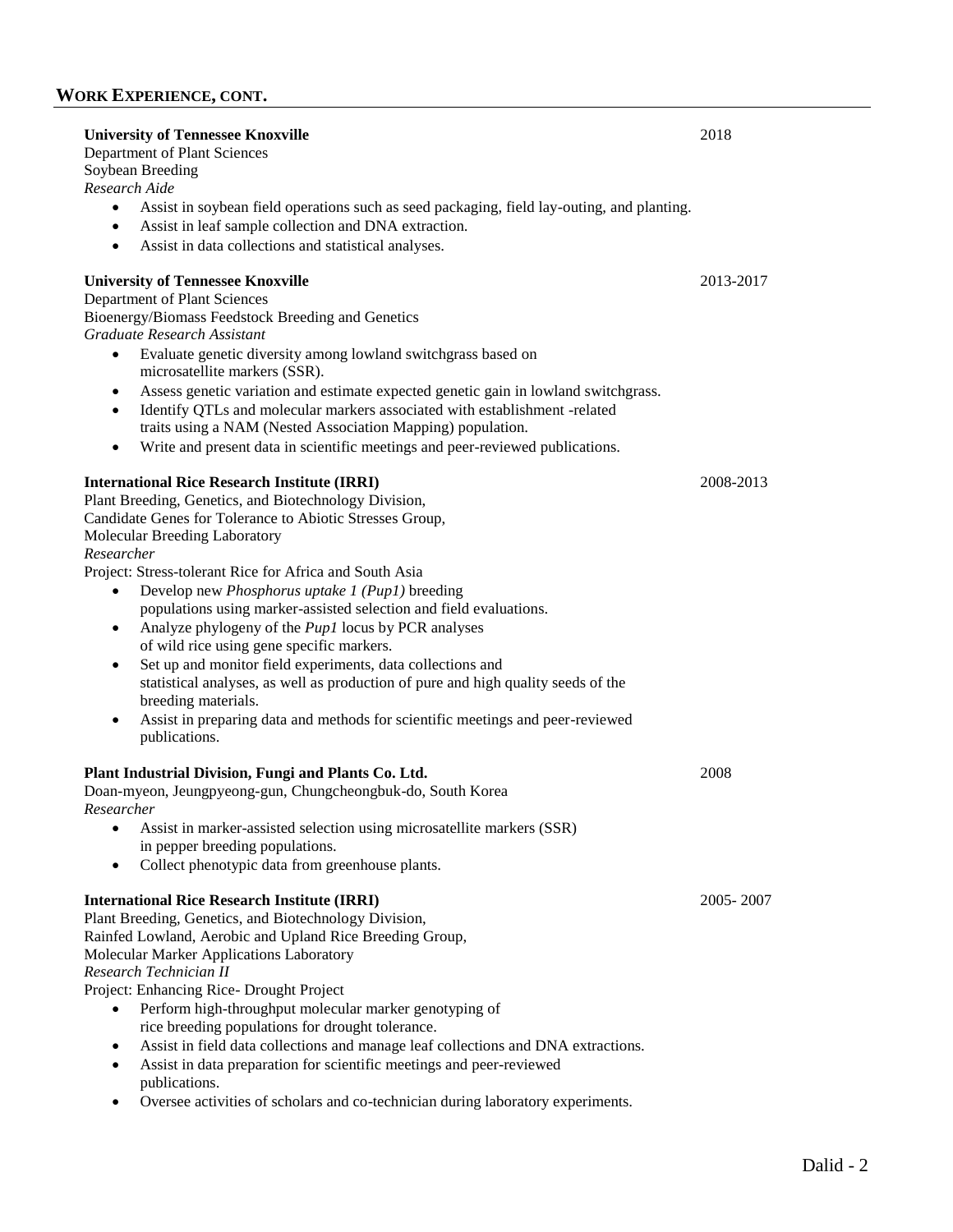## WORK EXPERIENCE, CONT.

**University of Tennessee Knoxville** 2018
Department of Plant Sciences
Soybean Breeding
*Research Aide*

- Assist in soybean field operations such as seed packaging, field lay-outing, and planting.
- Assist in leaf sample collection and DNA extraction.
- Assist in data collections and statistical analyses.

**University of Tennessee Knoxville** 2013-2017
Department of Plant Sciences
Bioenergy/Biomass Feedstock Breeding and Genetics
*Graduate Research Assistant*

- Evaluate genetic diversity among lowland switchgrass based on microsatellite markers (SSR).
- Assess genetic variation and estimate expected genetic gain in lowland switchgrass.
- Identify QTLs and molecular markers associated with establishment -related traits using a NAM (Nested Association Mapping) population.
- Write and present data in scientific meetings and peer-reviewed publications.

**International Rice Research Institute (IRRI)** 2008-2013
Plant Breeding, Genetics, and Biotechnology Division,
Candidate Genes for Tolerance to Abiotic Stresses Group,
Molecular Breeding Laboratory
*Researcher*
Project: Stress-tolerant Rice for Africa and South Asia

- Develop new *Phosphorus uptake 1 (Pup1)* breeding populations using marker-assisted selection and field evaluations.
- Analyze phylogeny of the *Pup1* locus by PCR analyses of wild rice using gene specific markers.
- Set up and monitor field experiments, data collections and statistical analyses, as well as production of pure and high quality seeds of the breeding materials.
- Assist in preparing data and methods for scientific meetings and peer-reviewed publications.

**Plant Industrial Division, Fungi and Plants Co. Ltd.** 2008
Doan-myeon, Jeungpyeong-gun, Chungcheongbuk-do, South Korea
*Researcher*

- Assist in marker-assisted selection using microsatellite markers (SSR) in pepper breeding populations.
- Collect phenotypic data from greenhouse plants.

**International Rice Research Institute (IRRI)** 2005- 2007
Plant Breeding, Genetics, and Biotechnology Division,
Rainfed Lowland, Aerobic and Upland Rice Breeding Group,
Molecular Marker Applications Laboratory
*Research Technician II*
Project: Enhancing Rice- Drought Project

- Perform high-throughput molecular marker genotyping of rice breeding populations for drought tolerance.
- Assist in field data collections and manage leaf collections and DNA extractions.
- Assist in data preparation for scientific meetings and peer-reviewed publications.
- Oversee activities of scholars and co-technician during laboratory experiments.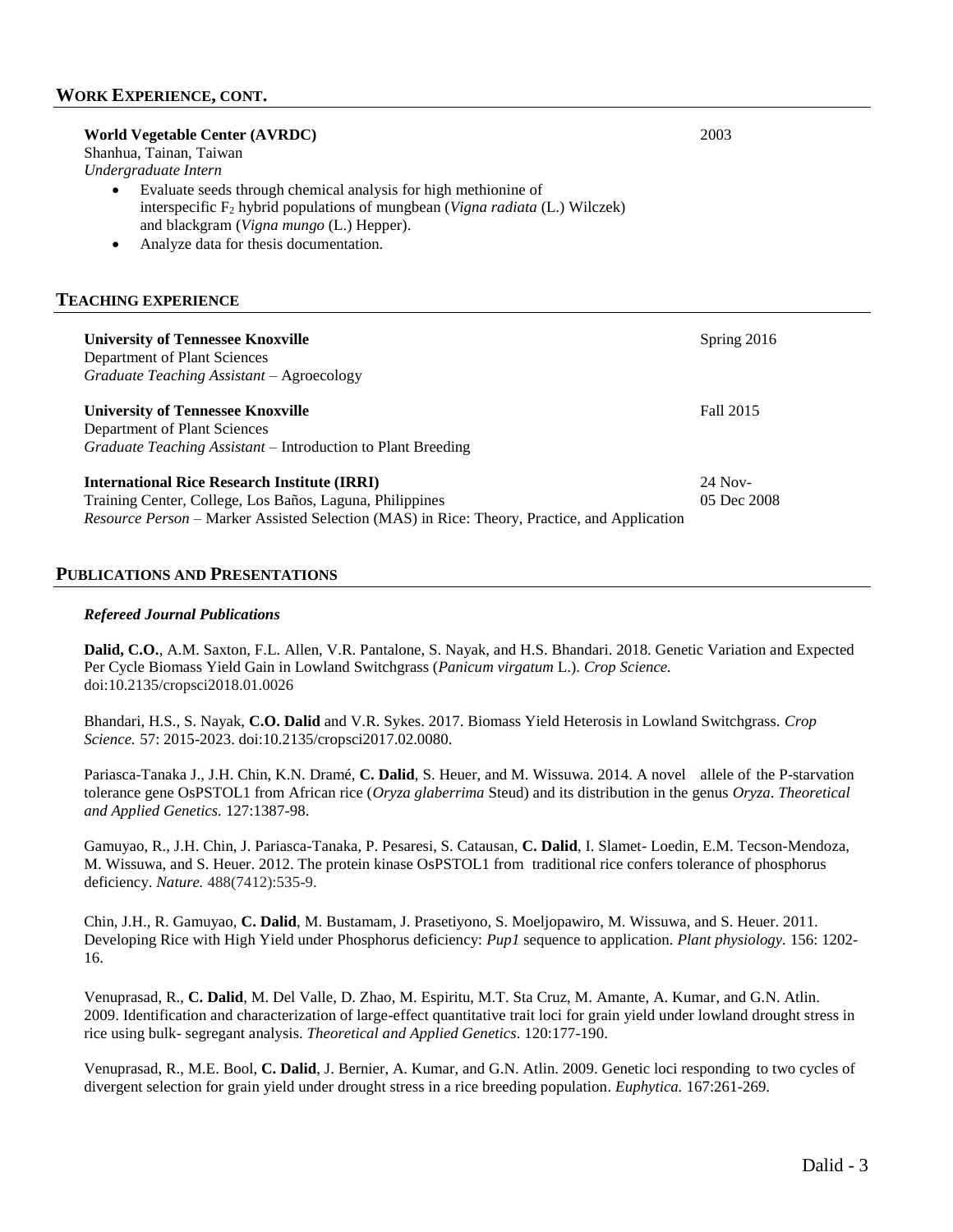## WORK EXPERIENCE, CONT.

**World Vegetable Center (AVRDC)** 2003
Shanhua, Tainan, Taiwan
*Undergraduate Intern*

- Evaluate seeds through chemical analysis for high methionine of interspecific $F_2$ hybrid populations of mungbean (*Vigna radiata* (L.) Wilczek) and blackgram (*Vigna mungo* (L.) Hepper).
- Analyze data for thesis documentation.

## TEACHING EXPERIENCE

**University of Tennessee Knoxville** Spring 2016
Department of Plant Sciences
*Graduate Teaching Assistant* – Agroecology

**University of Tennessee Knoxville** Fall 2015
Department of Plant Sciences
*Graduate Teaching Assistant* – Introduction to Plant Breeding

**International Rice Research Institute (IRRI)** 24 Nov-05 Dec 2008
Training Center, College, Los Baños, Laguna, Philippines
*Resource Person* – Marker Assisted Selection (MAS) in Rice: Theory, Practice, and Application

## PUBLICATIONS AND PRESENTATIONS

***Refereed Journal Publications***

**Dalid, C.O.**, A.M. Saxton, F.L. Allen, V.R. Pantalone, S. Nayak, and H.S. Bhandari. 2018. Genetic Variation and Expected Per Cycle Biomass Yield Gain in Lowland Switchgrass (*Panicum virgatum* L.). *Crop Science.* doi:10.2135/cropsci2018.01.0026

Bhandari, H.S., S. Nayak, **C.O. Dalid** and V.R. Sykes. 2017. Biomass Yield Heterosis in Lowland Switchgrass. *Crop Science.* 57: 2015-2023. doi:10.2135/cropsci2017.02.0080.

Pariasca-Tanaka J., J.H. Chin, K.N. Dramé, **C. Dalid**, S. Heuer, and M. Wissuwa. 2014. A novel allele of the P-starvation tolerance gene OsPSTOL1 from African rice (*Oryza glaberrima* Steud) and its distribution in the genus *Oryza*. *Theoretical and Applied Genetics.* 127:1387-98.

Gamuyao, R., J.H. Chin, J. Pariasca-Tanaka, P. Pesaresi, S. Catausan, **C. Dalid**, I. Slamet- Loedin, E.M. Tecson-Mendoza, M. Wissuwa, and S. Heuer. 2012. The protein kinase OsPSTOL1 from traditional rice confers tolerance of phosphorus deficiency. *Nature.* 488(7412):535-9.

Chin, J.H., R. Gamuyao, **C. Dalid**, M. Bustamam, J. Prasetiyono, S. Moeljopawiro, M. Wissuwa, and S. Heuer. 2011. Developing Rice with High Yield under Phosphorus deficiency: *Pup1* sequence to application. *Plant physiology.* 156: 1202-16.

Venuprasad, R., **C. Dalid**, M. Del Valle, D. Zhao, M. Espiritu, M.T. Sta Cruz, M. Amante, A. Kumar, and G.N. Atlin. 2009. Identification and characterization of large-effect quantitative trait loci for grain yield under lowland drought stress in rice using bulk- segregant analysis. *Theoretical and Applied Genetics*. 120:177-190.

Venuprasad, R., M.E. Bool, **C. Dalid**, J. Bernier, A. Kumar, and G.N. Atlin. 2009. Genetic loci responding to two cycles of divergent selection for grain yield under drought stress in a rice breeding population. *Euphytica.* 167:261-269.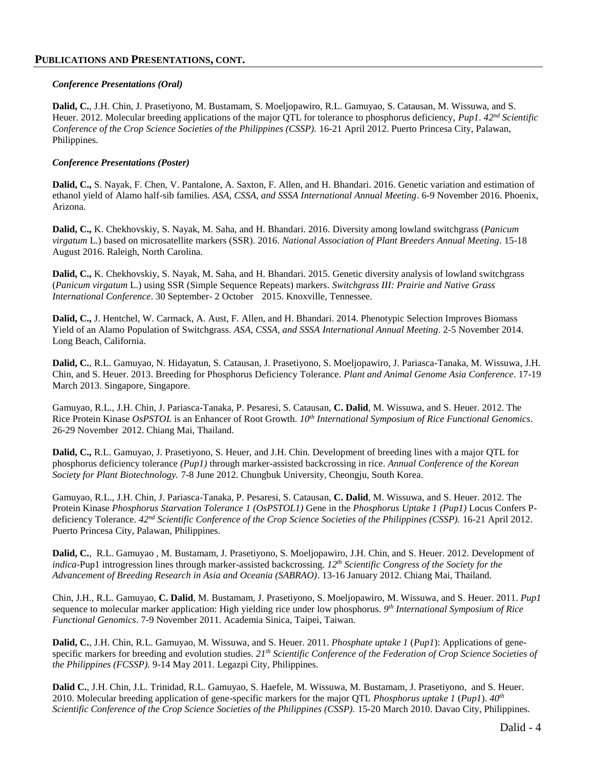## PUBLICATIONS AND PRESENTATIONS, CONT.

### *Conference Presentations (Oral)*

**Dalid, C.**, J.H. Chin, J. Prasetiyono, M. Bustamam, S. Moeljopawiro, R.L. Gamuyao, S. Catausan, M. Wissuwa, and S. Heuer. 2012. Molecular breeding applications of the major QTL for tolerance to phosphorus deficiency, *Pup1*. *42nd Scientific Conference of the Crop Science Societies of the Philippines (CSSP).* 16-21 April 2012. Puerto Princesa City, Palawan, Philippines.

### *Conference Presentations (Poster)*

**Dalid, C.,** S. Nayak, F. Chen, V. Pantalone, A. Saxton, F. Allen, and H. Bhandari. 2016. Genetic variation and estimation of ethanol yield of Alamo half-sib families. *ASA, CSSA, and SSSA International Annual Meeting*. 6-9 November 2016. Phoenix, Arizona.

**Dalid, C.,** K. Chekhovskiy, S. Nayak, M. Saha, and H. Bhandari. 2016. Diversity among lowland switchgrass (*Panicum virgatum* L.) based on microsatellite markers (SSR). 2016. *National Association of Plant Breeders Annual Meeting*. 15-18 August 2016. Raleigh, North Carolina.

**Dalid, C.,** K. Chekhovskiy, S. Nayak, M. Saha, and H. Bhandari. 2015. Genetic diversity analysis of lowland switchgrass (*Panicum virgatum* L.) using SSR (Simple Sequence Repeats) markers. *Switchgrass III: Prairie and Native Grass International Conference*. 30 September- 2 October 2015. Knoxville, Tennessee.

**Dalid, C.,** J. Hentchel, W. Carmack, A. Aust, F. Allen, and H. Bhandari. 2014. Phenotypic Selection Improves Biomass Yield of an Alamo Population of Switchgrass. *ASA, CSSA, and SSSA International Annual Meeting*. 2-5 November 2014. Long Beach, California.

**Dalid, C.**, R.L. Gamuyao, N. Hidayatun, S. Catausan, J. Prasetiyono, S. Moeljopawiro, J. Pariasca-Tanaka, M. Wissuwa, J.H. Chin, and S. Heuer. 2013. Breeding for Phosphorus Deficiency Tolerance. *Plant and Animal Genome Asia Conference*. 17-19 March 2013. Singapore, Singapore.

Gamuyao, R.L., J.H. Chin, J. Pariasca-Tanaka, P. Pesaresi, S. Catausan, **C. Dalid**, M. Wissuwa, and S. Heuer. 2012. The Rice Protein Kinase *OsPSTOL* is an Enhancer of Root Growth. *10th International Symposium of Rice Functional Genomics*. 26-29 November 2012. Chiang Mai, Thailand.

**Dalid, C.,** R.L. Gamuyao, J. Prasetiyono, S. Heuer, and J.H. Chin. Development of breeding lines with a major QTL for phosphorus deficiency tolerance *(Pup1)* through marker-assisted backcrossing in rice. *Annual Conference of the Korean Society for Plant Biotechnology.* 7-8 June 2012. Chungbuk University, Cheongju, South Korea.

Gamuyao, R.L., J.H. Chin, J. Pariasca-Tanaka, P. Pesaresi, S. Catausan, **C. Dalid**, M. Wissuwa, and S. Heuer. 2012. The Protein Kinase *Phosphorus Starvation Tolerance 1 (OsPSTOL1)* Gene in the *Phosphorus Uptake 1 (Pup1)* Locus Confers P-deficiency Tolerance. *42nd Scientific Conference of the Crop Science Societies of the Philippines (CSSP).* 16-21 April 2012. Puerto Princesa City, Palawan, Philippines.

**Dalid, C.**, R.L. Gamuyao , M. Bustamam, J. Prasetiyono, S. Moeljopawiro, J.H. Chin, and S. Heuer. 2012. Development of *indica*-Pup1 introgression lines through marker-assisted backcrossing. *12th Scientific Congress of the Society for the Advancement of Breeding Research in Asia and Oceania (SABRAO)*. 13-16 January 2012. Chiang Mai, Thailand.

Chin, J.H., R.L. Gamuyao, **C. Dalid**, M. Bustamam, J. Prasetiyono, S. Moeljopawiro, M. Wissuwa, and S. Heuer. 2011. *Pup1* sequence to molecular marker application: High yielding rice under low phosphorus. *9th International Symposium of Rice Functional Genomics*. 7-9 November 2011. Academia Sinica, Taipei, Taiwan.

**Dalid, C.**, J.H. Chin, R.L. Gamuyao, M. Wissuwa, and S. Heuer. 2011. *Phosphate uptake 1* (*Pup1*): Applications of gene-specific markers for breeding and evolution studies. *21th Scientific Conference of the Federation of Crop Science Societies of the Philippines (FCSSP).* 9-14 May 2011. Legazpi City, Philippines.

**Dalid C.**, J.H. Chin, J.L. Trinidad, R.L. Gamuyao, S. Haefele, M. Wissuwa, M. Bustamam, J. Prasetiyono, and S. Heuer. 2010. Molecular breeding application of gene-specific markers for the major QTL *Phosphorus uptake 1* (*Pup1*). *40th Scientific Conference of the Crop Science Societies of the Philippines (CSSP).* 15-20 March 2010. Davao City, Philippines.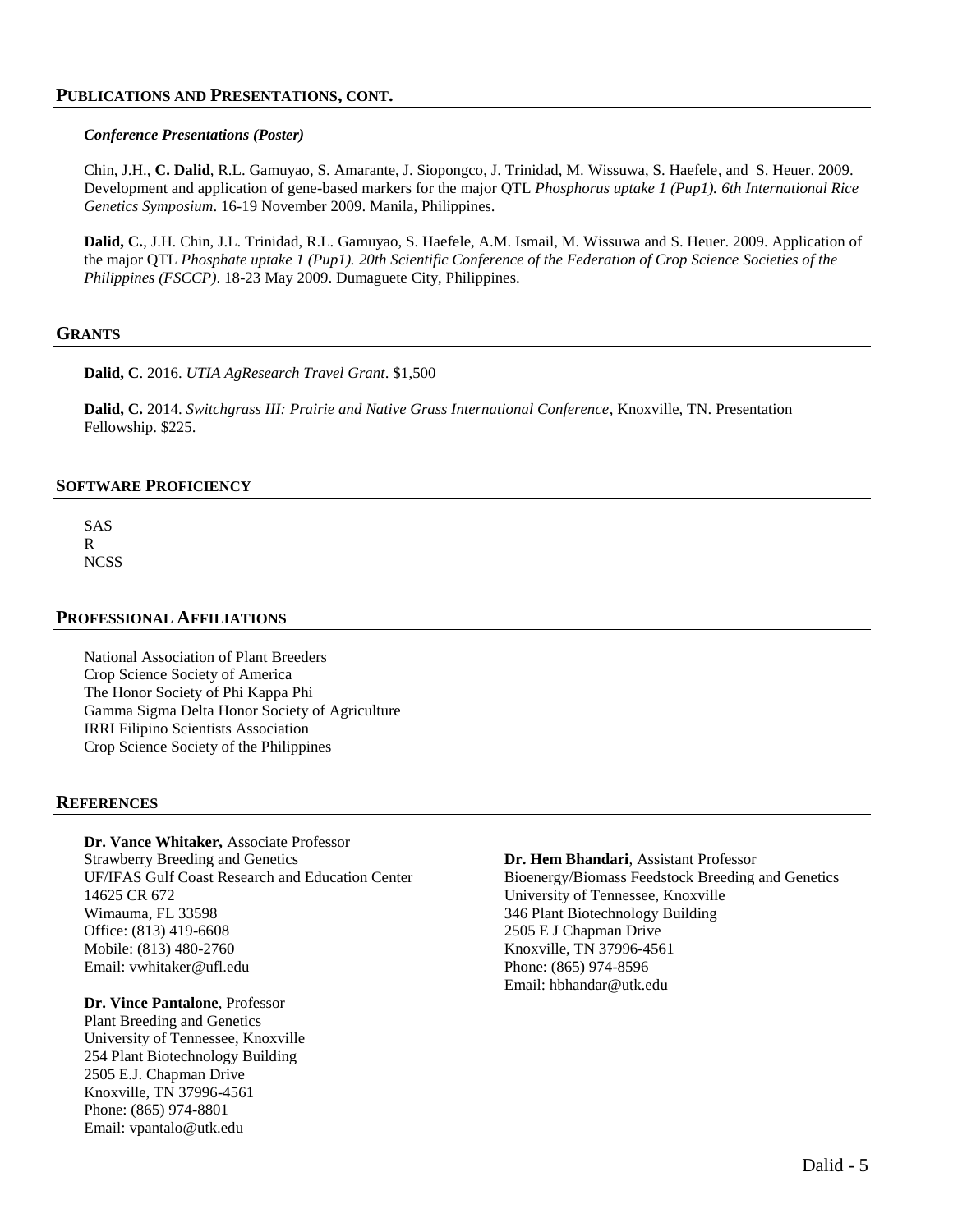## Publications and Presentations, cont.

***Conference Presentations (Poster)***

Chin, J.H., **C. Dalid**, R.L. Gamuyao, S. Amarante, J. Siopongco, J. Trinidad, M. Wissuwa, S. Haefele, and S. Heuer. 2009. Development and application of gene-based markers for the major QTL *Phosphorus uptake 1 (Pup1). 6th International Rice Genetics Symposium*. 16-19 November 2009. Manila, Philippines.

**Dalid, C.**, J.H. Chin, J.L. Trinidad, R.L. Gamuyao, S. Haefele, A.M. Ismail, M. Wissuwa and S. Heuer. 2009. Application of the major QTL *Phosphate uptake 1 (Pup1). 20th Scientific Conference of the Federation of Crop Science Societies of the Philippines (FSCCP)*. 18-23 May 2009. Dumaguete City, Philippines.

## Grants

**Dalid, C**. 2016. *UTIA AgResearch Travel Grant*. $1,500

**Dalid, C.** 2014. *Switchgrass III: Prairie and Native Grass International Conference*, Knoxville, TN. Presentation Fellowship. $225.

## Software Proficiency

SAS
R
NCSS

## Professional Affiliations

National Association of Plant Breeders
Crop Science Society of America
The Honor Society of Phi Kappa Phi
Gamma Sigma Delta Honor Society of Agriculture
IRRI Filipino Scientists Association
Crop Science Society of the Philippines

## References

**Dr. Vance Whitaker,** Associate Professor
Strawberry Breeding and Genetics
UF/IFAS Gulf Coast Research and Education Center
14625 CR 672
Wimauma, FL 33598
Office: (813) 419-6608
Mobile: (813) 480-2760
Email: vwhitaker@ufl.edu

**Dr. Vince Pantalone**, Professor
Plant Breeding and Genetics
University of Tennessee, Knoxville
254 Plant Biotechnology Building
2505 E.J. Chapman Drive
Knoxville, TN 37996-4561
Phone: (865) 974-8801
Email: vpantalo@utk.edu

**Dr. Hem Bhandari**, Assistant Professor
Bioenergy/Biomass Feedstock Breeding and Genetics
University of Tennessee, Knoxville
346 Plant Biotechnology Building
2505 E J Chapman Drive
Knoxville, TN 37996-4561
Phone: (865) 974-8596
Email: hbhandar@utk.edu